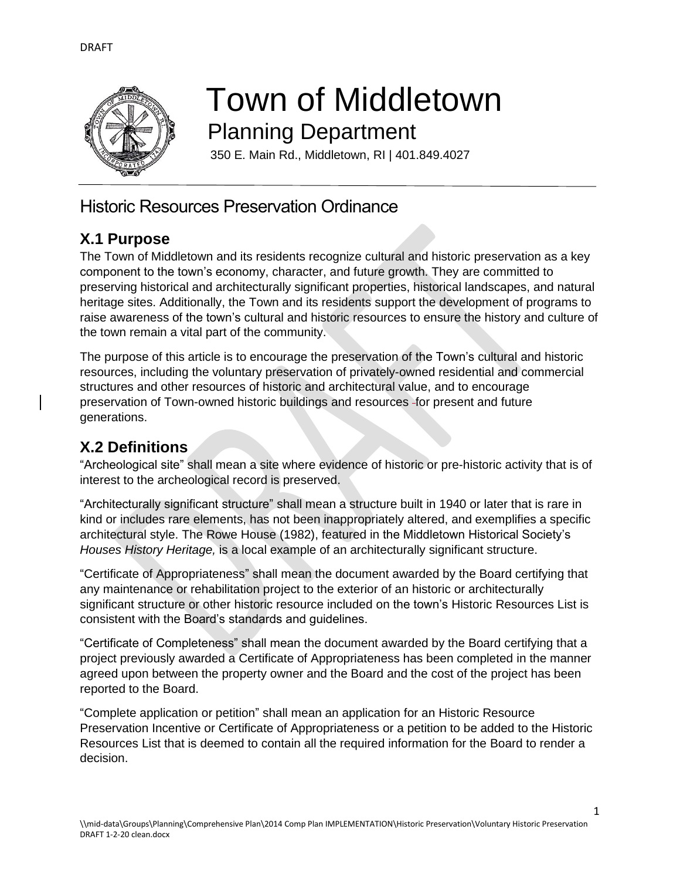# Town of Middletown

## Planning Department

350 E. Main Rd., Middletown, RI | 401.849.4027

## Historic Resources Preservation Ordinance

### X.1 Purpose

The Town of Middletown and its residents recognize cultural and historic preservation as a key component to the town's economy, character, and future growth. They are committed to preserving historical and architecturally significant properties, historical landscapes, and natural heritage sites. Additionally, the Town and its residents support the development of programs to raise awareness of the town's cultural and historic resources to ensure the history and culture of the town remain a vital part of the community.

The purpose of this article is to encourage the preservation of the Town's cultural and historic resources, including the voluntary preservation of privately-owned residential and commercial structures and other resources of historic and architectural value, and to encourage preservation of Town-owned historic buildings and resources for present and future generations.

### X.2 Definitions

"Archeological site" shall mean a site where evidence of historic or pre-historic activity that is of interest to the archeological record is preserved.

"Architecturally significant structure" shall mean a structure built in 1940 or later that is rare in kind or includes rare elements, has not been inappropriately altered, and exemplifies a specific architectural style. The Rowe House (1982), featured in the Middletown Historical Society's *Houses History Heritage,* is a local example of an architecturally significant structure.

"Certificate of Appropriateness" shall mean the document awarded by the Board certifying that any maintenance or rehabilitation project to the exterior of an historic or architecturally significant structure or other historic resource included on the town's Historic Resources List is consistent with the Board's standards and guidelines.

"Certificate of Completeness" shall mean the document awarded by the Board certifying that a project previously awarded a Certificate of Appropriateness has been completed in the manner agreed upon between the property owner and the Board and the cost of the project has been reported to the Board.

"Complete application or petition" shall mean an application for an Historic Resource Preservation Incentive or Certificate of Appropriateness or a petition to be added to the Historic Resources List that is deemed to contain all the required information for the Board to render a decision.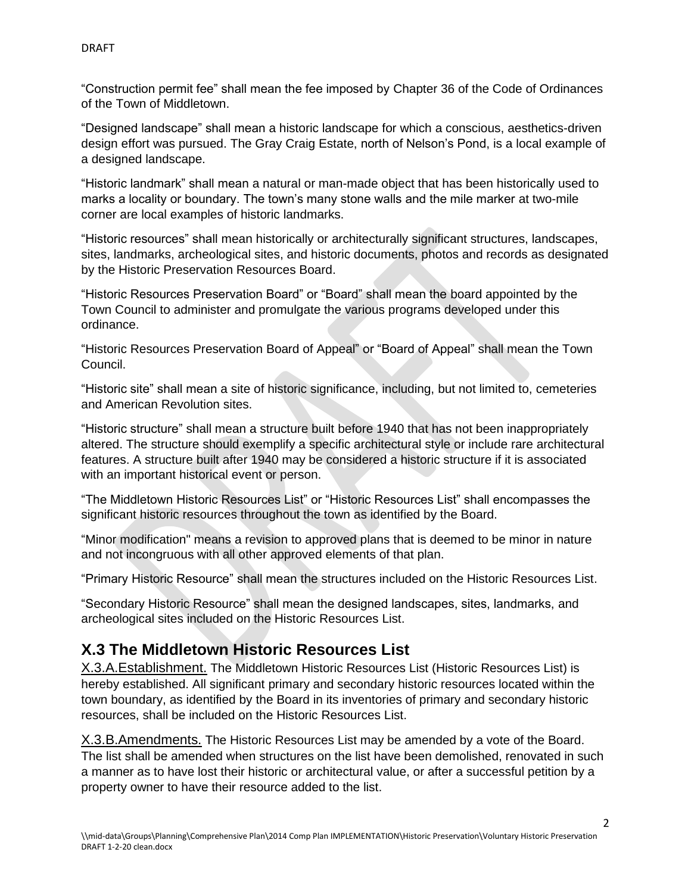"Construction permit fee" shall mean the fee imposed by Chapter 36 of the Code of Ordinances of the Town of Middletown.

"Designed landscape" shall mean a historic landscape for which a conscious, aesthetics-driven design effort was pursued. The Gray Craig Estate, north of Nelson's Pond, is a local example of a designed landscape.

"Historic landmark" shall mean a natural or man-made object that has been historically used to marks a locality or boundary. The town's many stone walls and the mile marker at two-mile corner are local examples of historic landmarks.

"Historic resources" shall mean historically or architecturally significant structures, landscapes, sites, landmarks, archeological sites, and historic documents, photos and records as designated by the Historic Preservation Resources Board.

"Historic Resources Preservation Board" or "Board" shall mean the board appointed by the Town Council to administer and promulgate the various programs developed under this ordinance.

"Historic Resources Preservation Board of Appeal" or "Board of Appeal" shall mean the Town Council.

"Historic site" shall mean a site of historic significance, including, but not limited to, cemeteries and American Revolution sites.

"Historic structure" shall mean a structure built before 1940 that has not been inappropriately altered. The structure should exemplify a specific architectural style or include rare architectural features. A structure built after 1940 may be considered a historic structure if it is associated with an important historical event or person.

"The Middletown Historic Resources List" or "Historic Resources List" shall encompasses the significant historic resources throughout the town as identified by the Board.

"Minor modification" means a revision to approved plans that is deemed to be minor in nature and not incongruous with all other approved elements of that plan.

"Primary Historic Resource" shall mean the structures included on the Historic Resources List.

"Secondary Historic Resource" shall mean the designed landscapes, sites, landmarks, and archeological sites included on the Historic Resources List.

## X.3 The Middletown Historic Resources List

X.3.A.Establishment. The Middletown Historic Resources List (Historic Resources List) is hereby established. All significant primary and secondary historic resources located within the town boundary, as identified by the Board in its inventories of primary and secondary historic resources, shall be included on the Historic Resources List.

X.3.B.Amendments. The Historic Resources List may be amended by a vote of the Board. The list shall be amended when structures on the list have been demolished, renovated in such a manner as to have lost their historic or architectural value, or after a successful petition by a property owner to have their resource added to the list.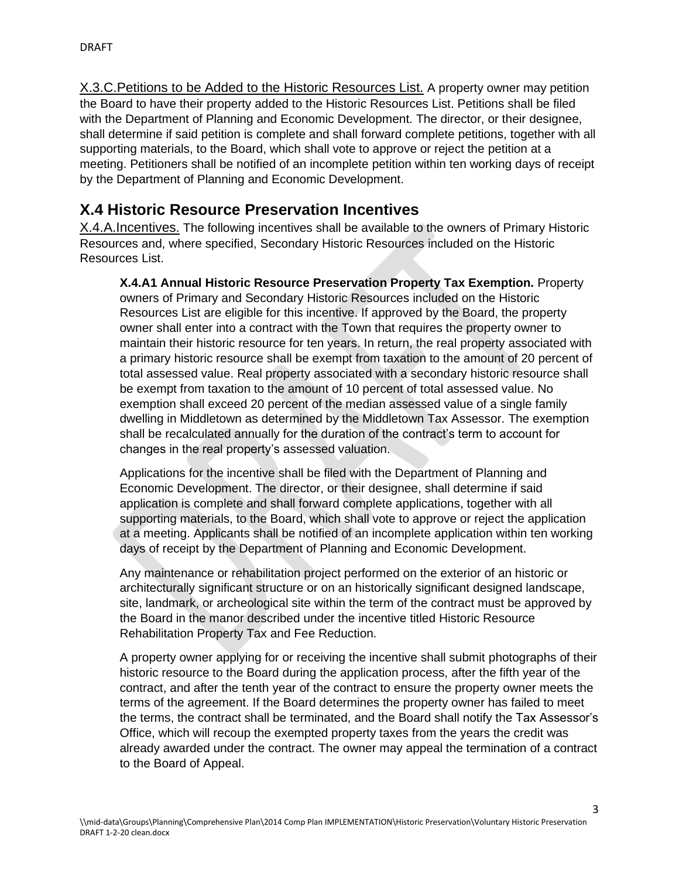X.3.C.Petitions to be Added to the Historic Resources List. A property owner may petition the Board to have their property added to the Historic Resources List. Petitions shall be filed with the Department of Planning and Economic Development. The director, or their designee, shall determine if said petition is complete and shall forward complete petitions, together with all supporting materials, to the Board, which shall vote to approve or reject the petition at a meeting. Petitioners shall be notified of an incomplete petition within ten working days of receipt by the Department of Planning and Economic Development.

## X.4 Historic Resource Preservation Incentives

X.4.A.Incentives. The following incentives shall be available to the owners of Primary Historic Resources and, where specified, Secondary Historic Resources included on the Historic Resources List.

**X.4.A1 Annual Historic Resource Preservation Property Tax Exemption.** Property owners of Primary and Secondary Historic Resources included on the Historic Resources List are eligible for this incentive. If approved by the Board, the property owner shall enter into a contract with the Town that requires the property owner to maintain their historic resource for ten years. In return, the real property associated with a primary historic resource shall be exempt from taxation to the amount of 20 percent of total assessed value. Real property associated with a secondary historic resource shall be exempt from taxation to the amount of 10 percent of total assessed value. No exemption shall exceed 20 percent of the median assessed value of a single family dwelling in Middletown as determined by the Middletown Tax Assessor. The exemption shall be recalculated annually for the duration of the contract's term to account for changes in the real property's assessed valuation.

Applications for the incentive shall be filed with the Department of Planning and Economic Development. The director, or their designee, shall determine if said application is complete and shall forward complete applications, together with all supporting materials, to the Board, which shall vote to approve or reject the application at a meeting. Applicants shall be notified of an incomplete application within ten working days of receipt by the Department of Planning and Economic Development.

Any maintenance or rehabilitation project performed on the exterior of an historic or architecturally significant structure or on an historically significant designed landscape, site, landmark, or archeological site within the term of the contract must be approved by the Board in the manor described under the incentive titled Historic Resource Rehabilitation Property Tax and Fee Reduction.

A property owner applying for or receiving the incentive shall submit photographs of their historic resource to the Board during the application process, after the fifth year of the contract, and after the tenth year of the contract to ensure the property owner meets the terms of the agreement. If the Board determines the property owner has failed to meet the terms, the contract shall be terminated, and the Board shall notify the Tax Assessor's Office, which will recoup the exempted property taxes from the years the credit was already awarded under the contract. The owner may appeal the termination of a contract to the Board of Appeal.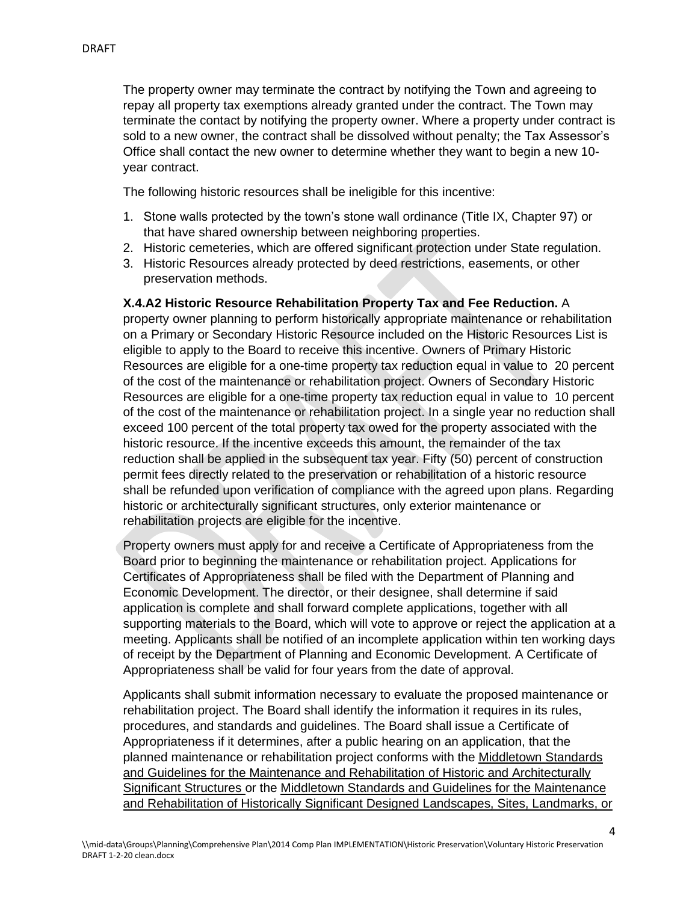The property owner may terminate the contract by notifying the Town and agreeing to repay all property tax exemptions already granted under the contract. The Town may terminate the contact by notifying the property owner. Where a property under contract is sold to a new owner, the contract shall be dissolved without penalty; the Tax Assessor's Office shall contact the new owner to determine whether they want to begin a new 10-year contract.

The following historic resources shall be ineligible for this incentive:

1. Stone walls protected by the town's stone wall ordinance (Title IX, Chapter 97) or that have shared ownership between neighboring properties.
2. Historic cemeteries, which are offered significant protection under State regulation.
3. Historic Resources already protected by deed restrictions, easements, or other preservation methods.

**X.4.A2 Historic Resource Rehabilitation Property Tax and Fee Reduction.** A property owner planning to perform historically appropriate maintenance or rehabilitation on a Primary or Secondary Historic Resource included on the Historic Resources List is eligible to apply to the Board to receive this incentive. Owners of Primary Historic Resources are eligible for a one-time property tax reduction equal in value to 20 percent of the cost of the maintenance or rehabilitation project. Owners of Secondary Historic Resources are eligible for a one-time property tax reduction equal in value to 10 percent of the cost of the maintenance or rehabilitation project. In a single year no reduction shall exceed 100 percent of the total property tax owed for the property associated with the historic resource. If the incentive exceeds this amount, the remainder of the tax reduction shall be applied in the subsequent tax year. Fifty (50) percent of construction permit fees directly related to the preservation or rehabilitation of a historic resource shall be refunded upon verification of compliance with the agreed upon plans. Regarding historic or architecturally significant structures, only exterior maintenance or rehabilitation projects are eligible for the incentive.

Property owners must apply for and receive a Certificate of Appropriateness from the Board prior to beginning the maintenance or rehabilitation project. Applications for Certificates of Appropriateness shall be filed with the Department of Planning and Economic Development. The director, or their designee, shall determine if said application is complete and shall forward complete applications, together with all supporting materials to the Board, which will vote to approve or reject the application at a meeting. Applicants shall be notified of an incomplete application within ten working days of receipt by the Department of Planning and Economic Development. A Certificate of Appropriateness shall be valid for four years from the date of approval.

Applicants shall submit information necessary to evaluate the proposed maintenance or rehabilitation project. The Board shall identify the information it requires in its rules, procedures, and standards and guidelines. The Board shall issue a Certificate of Appropriateness if it determines, after a public hearing on an application, that the planned maintenance or rehabilitation project conforms with the Middletown Standards and Guidelines for the Maintenance and Rehabilitation of Historic and Architecturally Significant Structures or the Middletown Standards and Guidelines for the Maintenance and Rehabilitation of Historically Significant Designed Landscapes, Sites, Landmarks, or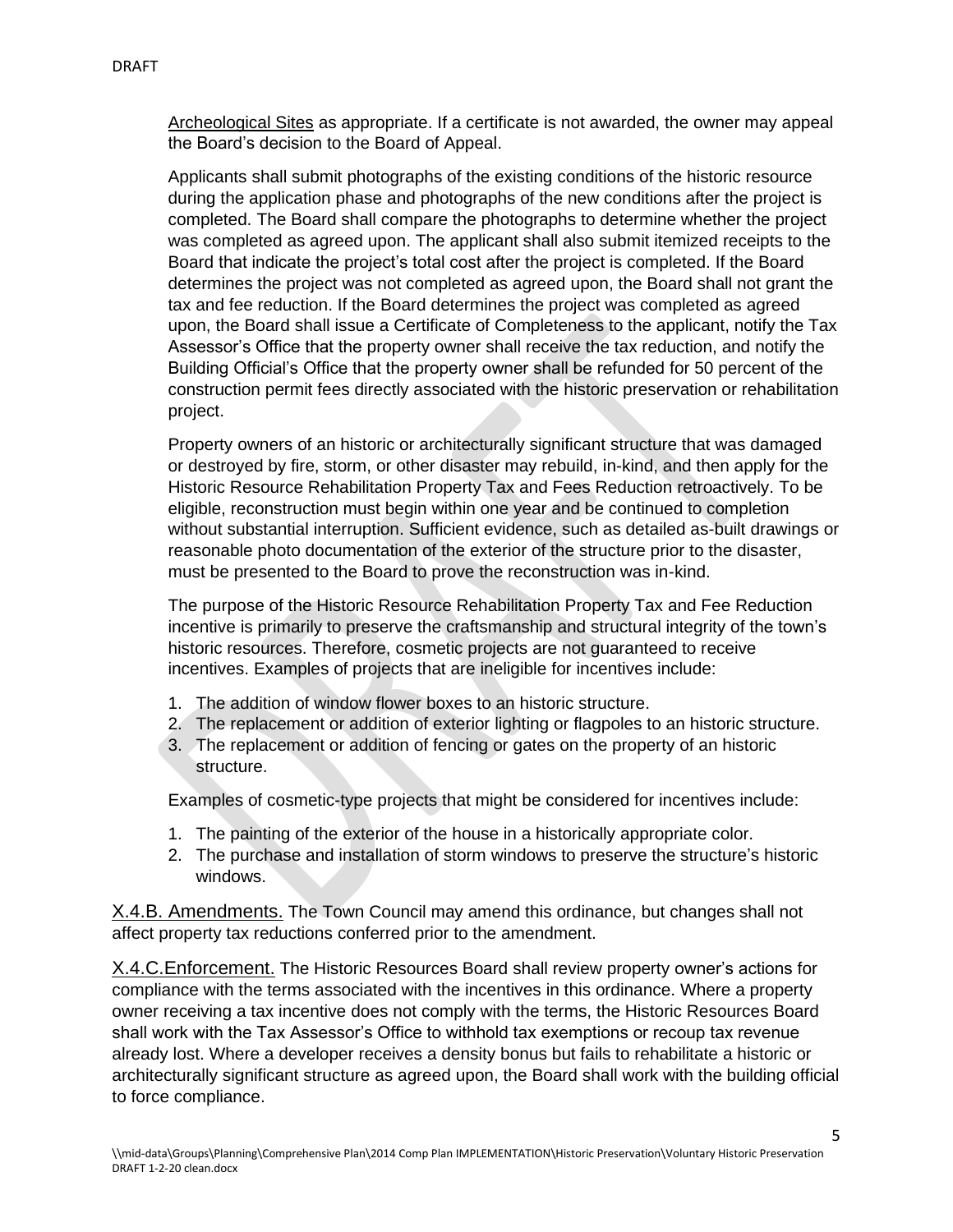Archeological Sites as appropriate. If a certificate is not awarded, the owner may appeal the Board's decision to the Board of Appeal.

Applicants shall submit photographs of the existing conditions of the historic resource during the application phase and photographs of the new conditions after the project is completed. The Board shall compare the photographs to determine whether the project was completed as agreed upon. The applicant shall also submit itemized receipts to the Board that indicate the project's total cost after the project is completed. If the Board determines the project was not completed as agreed upon, the Board shall not grant the tax and fee reduction. If the Board determines the project was completed as agreed upon, the Board shall issue a Certificate of Completeness to the applicant, notify the Tax Assessor's Office that the property owner shall receive the tax reduction, and notify the Building Official's Office that the property owner shall be refunded for 50 percent of the construction permit fees directly associated with the historic preservation or rehabilitation project.

Property owners of an historic or architecturally significant structure that was damaged or destroyed by fire, storm, or other disaster may rebuild, in-kind, and then apply for the Historic Resource Rehabilitation Property Tax and Fees Reduction retroactively. To be eligible, reconstruction must begin within one year and be continued to completion without substantial interruption. Sufficient evidence, such as detailed as-built drawings or reasonable photo documentation of the exterior of the structure prior to the disaster, must be presented to the Board to prove the reconstruction was in-kind.

The purpose of the Historic Resource Rehabilitation Property Tax and Fee Reduction incentive is primarily to preserve the craftsmanship and structural integrity of the town's historic resources. Therefore, cosmetic projects are not guaranteed to receive incentives. Examples of projects that are ineligible for incentives include:

1. The addition of window flower boxes to an historic structure.
2. The replacement or addition of exterior lighting or flagpoles to an historic structure.
3. The replacement or addition of fencing or gates on the property of an historic structure.

Examples of cosmetic-type projects that might be considered for incentives include:

1. The painting of the exterior of the house in a historically appropriate color.
2. The purchase and installation of storm windows to preserve the structure's historic windows.

X.4.B. Amendments. The Town Council may amend this ordinance, but changes shall not affect property tax reductions conferred prior to the amendment.

X.4.C.Enforcement. The Historic Resources Board shall review property owner's actions for compliance with the terms associated with the incentives in this ordinance. Where a property owner receiving a tax incentive does not comply with the terms, the Historic Resources Board shall work with the Tax Assessor's Office to withhold tax exemptions or recoup tax revenue already lost. Where a developer receives a density bonus but fails to rehabilitate a historic or architecturally significant structure as agreed upon, the Board shall work with the building official to force compliance.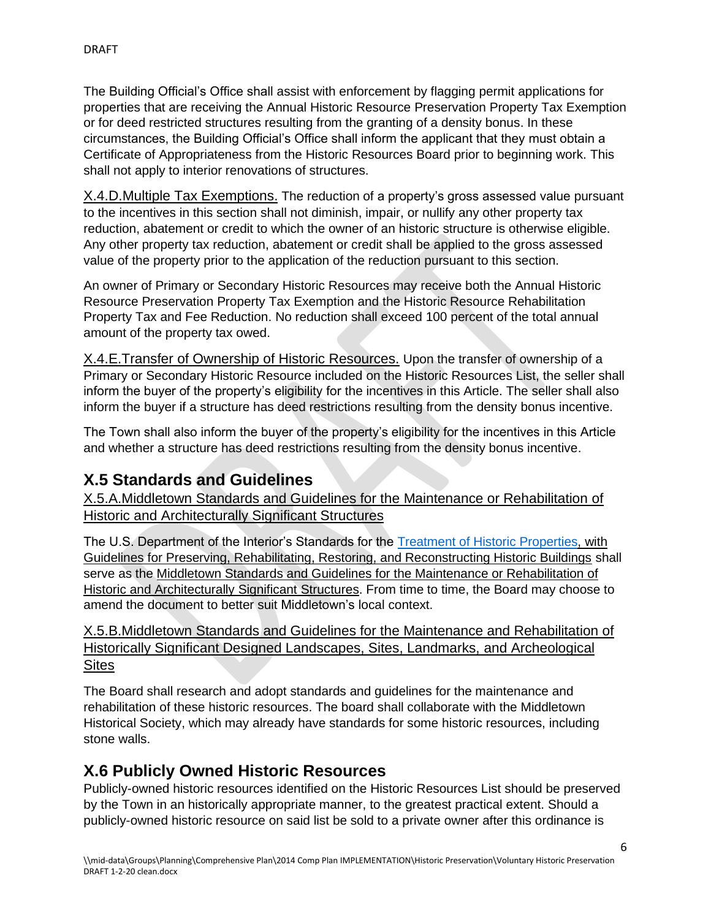The Building Official's Office shall assist with enforcement by flagging permit applications for properties that are receiving the Annual Historic Resource Preservation Property Tax Exemption or for deed restricted structures resulting from the granting of a density bonus. In these circumstances, the Building Official's Office shall inform the applicant that they must obtain a Certificate of Appropriateness from the Historic Resources Board prior to beginning work. This shall not apply to interior renovations of structures.

X.4.D.Multiple Tax Exemptions. The reduction of a property's gross assessed value pursuant to the incentives in this section shall not diminish, impair, or nullify any other property tax reduction, abatement or credit to which the owner of an historic structure is otherwise eligible. Any other property tax reduction, abatement or credit shall be applied to the gross assessed value of the property prior to the application of the reduction pursuant to this section.

An owner of Primary or Secondary Historic Resources may receive both the Annual Historic Resource Preservation Property Tax Exemption and the Historic Resource Rehabilitation Property Tax and Fee Reduction. No reduction shall exceed 100 percent of the total annual amount of the property tax owed.

X.4.E.Transfer of Ownership of Historic Resources. Upon the transfer of ownership of a Primary or Secondary Historic Resource included on the Historic Resources List, the seller shall inform the buyer of the property's eligibility for the incentives in this Article. The seller shall also inform the buyer if a structure has deed restrictions resulting from the density bonus incentive.

The Town shall also inform the buyer of the property's eligibility for the incentives in this Article and whether a structure has deed restrictions resulting from the density bonus incentive.

## X.5 Standards and Guidelines

X.5.A.Middletown Standards and Guidelines for the Maintenance or Rehabilitation of Historic and Architecturally Significant Structures

The U.S. Department of the Interior's Standards for the Treatment of Historic Properties, with Guidelines for Preserving, Rehabilitating, Restoring, and Reconstructing Historic Buildings shall serve as the Middletown Standards and Guidelines for the Maintenance or Rehabilitation of Historic and Architecturally Significant Structures. From time to time, the Board may choose to amend the document to better suit Middletown's local context.

X.5.B.Middletown Standards and Guidelines for the Maintenance and Rehabilitation of Historically Significant Designed Landscapes, Sites, Landmarks, and Archeological Sites

The Board shall research and adopt standards and guidelines for the maintenance and rehabilitation of these historic resources. The board shall collaborate with the Middletown Historical Society, which may already have standards for some historic resources, including stone walls.

## X.6 Publicly Owned Historic Resources

Publicly-owned historic resources identified on the Historic Resources List should be preserved by the Town in an historically appropriate manner, to the greatest practical extent. Should a publicly-owned historic resource on said list be sold to a private owner after this ordinance is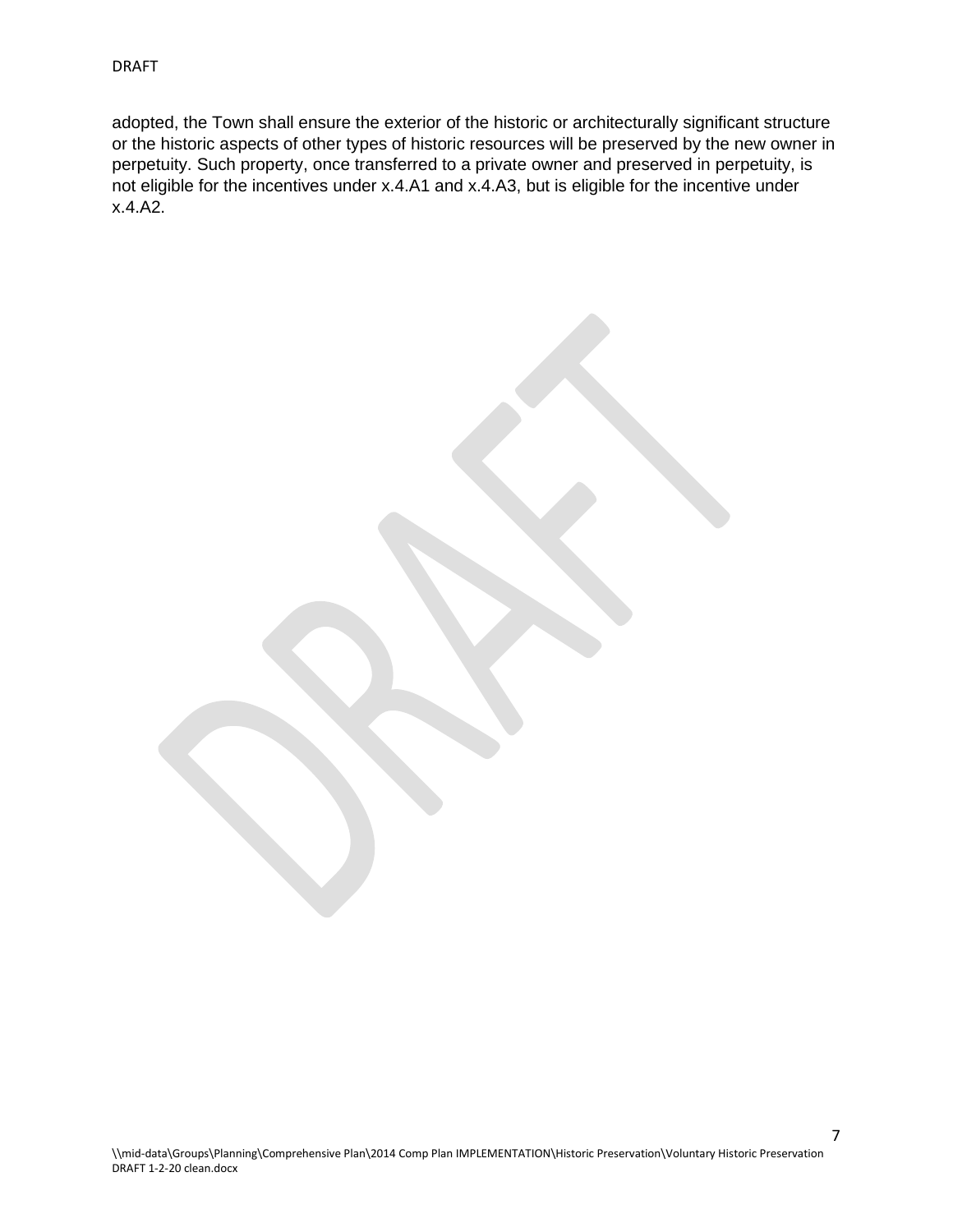adopted, the Town shall ensure the exterior of the historic or architecturally significant structure or the historic aspects of other types of historic resources will be preserved by the new owner in perpetuity. Such property, once transferred to a private owner and preserved in perpetuity, is not eligible for the incentives under x.4.A1 and x.4.A3, but is eligible for the incentive under x.4.A2.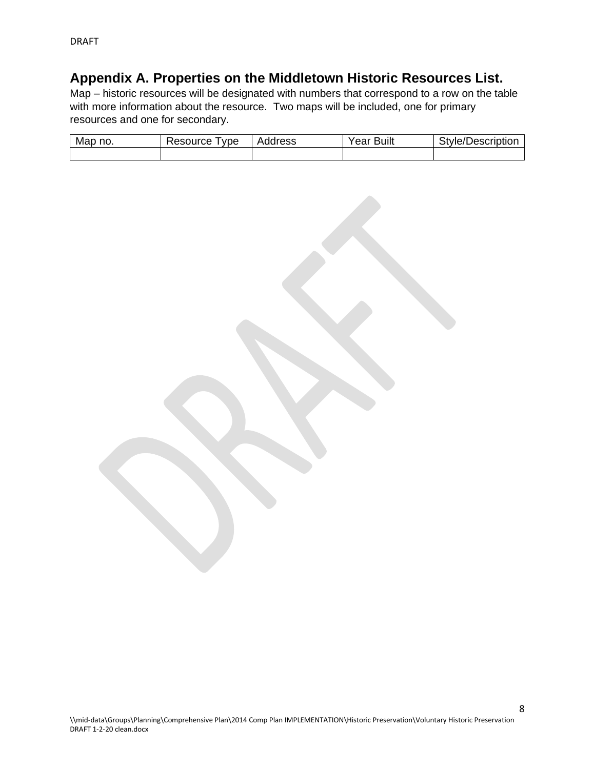## Appendix A. Properties on the Middletown Historic Resources List.

Map – historic resources will be designated with numbers that correspond to a row on the table with more information about the resource. Two maps will be included, one for primary resources and one for secondary.

| Map no. | Resource Type | Address | Year Built | Style/Description |
|---|---|---|---|---|
| | | | | |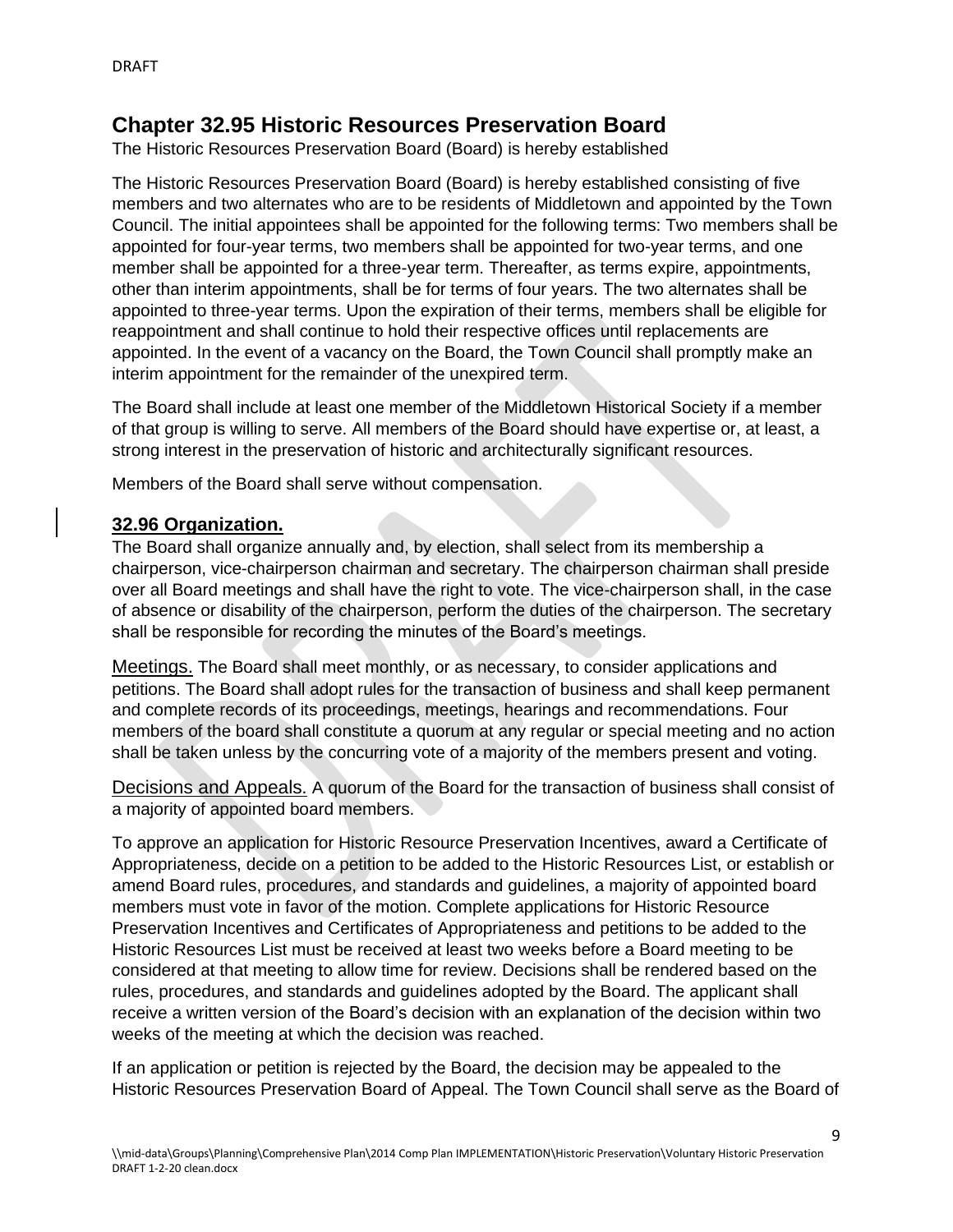## Chapter 32.95 Historic Resources Preservation Board

The Historic Resources Preservation Board (Board) is hereby established

The Historic Resources Preservation Board (Board) is hereby established consisting of five members and two alternates who are to be residents of Middletown and appointed by the Town Council. The initial appointees shall be appointed for the following terms: Two members shall be appointed for four-year terms, two members shall be appointed for two-year terms, and one member shall be appointed for a three-year term. Thereafter, as terms expire, appointments, other than interim appointments, shall be for terms of four years. The two alternates shall be appointed to three-year terms. Upon the expiration of their terms, members shall be eligible for reappointment and shall continue to hold their respective offices until replacements are appointed. In the event of a vacancy on the Board, the Town Council shall promptly make an interim appointment for the remainder of the unexpired term.

The Board shall include at least one member of the Middletown Historical Society if a member of that group is willing to serve. All members of the Board should have expertise or, at least, a strong interest in the preservation of historic and architecturally significant resources.

Members of the Board shall serve without compensation.

### 32.96 Organization.

The Board shall organize annually and, by election, shall select from its membership a chairperson, vice-chairperson chairman and secretary. The chairperson chairman shall preside over all Board meetings and shall have the right to vote. The vice-chairperson shall, in the case of absence or disability of the chairperson, perform the duties of the chairperson. The secretary shall be responsible for recording the minutes of the Board's meetings.

Meetings. The Board shall meet monthly, or as necessary, to consider applications and petitions. The Board shall adopt rules for the transaction of business and shall keep permanent and complete records of its proceedings, meetings, hearings and recommendations. Four members of the board shall constitute a quorum at any regular or special meeting and no action shall be taken unless by the concurring vote of a majority of the members present and voting.

Decisions and Appeals. A quorum of the Board for the transaction of business shall consist of a majority of appointed board members.

To approve an application for Historic Resource Preservation Incentives, award a Certificate of Appropriateness, decide on a petition to be added to the Historic Resources List, or establish or amend Board rules, procedures, and standards and guidelines, a majority of appointed board members must vote in favor of the motion. Complete applications for Historic Resource Preservation Incentives and Certificates of Appropriateness and petitions to be added to the Historic Resources List must be received at least two weeks before a Board meeting to be considered at that meeting to allow time for review. Decisions shall be rendered based on the rules, procedures, and standards and guidelines adopted by the Board. The applicant shall receive a written version of the Board's decision with an explanation of the decision within two weeks of the meeting at which the decision was reached.

If an application or petition is rejected by the Board, the decision may be appealed to the Historic Resources Preservation Board of Appeal. The Town Council shall serve as the Board of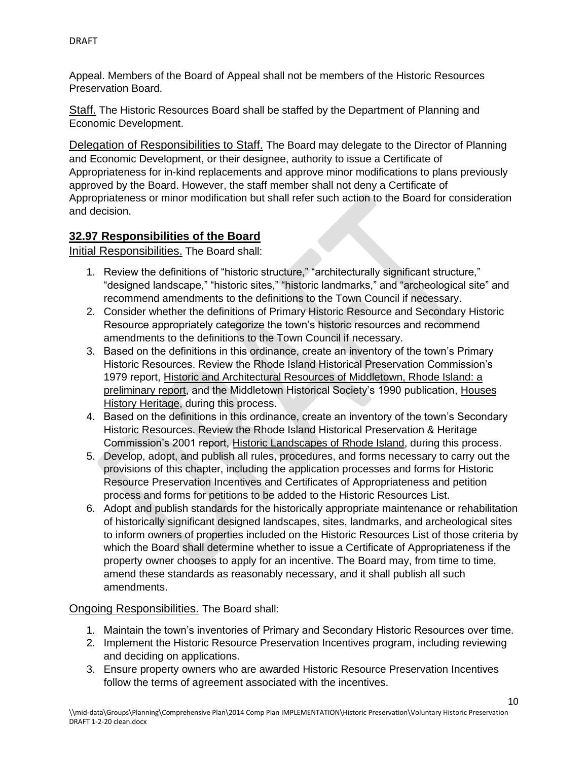Appeal. Members of the Board of Appeal shall not be members of the Historic Resources Preservation Board.

Staff. The Historic Resources Board shall be staffed by the Department of Planning and Economic Development.

Delegation of Responsibilities to Staff. The Board may delegate to the Director of Planning and Economic Development, or their designee, authority to issue a Certificate of Appropriateness for in-kind replacements and approve minor modifications to plans previously approved by the Board. However, the staff member shall not deny a Certificate of Appropriateness or minor modification but shall refer such action to the Board for consideration and decision.

## 32.97 Responsibilities of the Board

Initial Responsibilities. The Board shall:

1. Review the definitions of "historic structure," "architecturally significant structure," "designed landscape," "historic sites," "historic landmarks," and "archeological site" and recommend amendments to the definitions to the Town Council if necessary.
2. Consider whether the definitions of Primary Historic Resource and Secondary Historic Resource appropriately categorize the town's historic resources and recommend amendments to the definitions to the Town Council if necessary.
3. Based on the definitions in this ordinance, create an inventory of the town's Primary Historic Resources. Review the Rhode Island Historical Preservation Commission's 1979 report, Historic and Architectural Resources of Middletown, Rhode Island: a preliminary report, and the Middletown Historical Society's 1990 publication, Houses History Heritage, during this process.
4. Based on the definitions in this ordinance, create an inventory of the town's Secondary Historic Resources. Review the Rhode Island Historical Preservation & Heritage Commission's 2001 report, Historic Landscapes of Rhode Island, during this process.
5. Develop, adopt, and publish all rules, procedures, and forms necessary to carry out the provisions of this chapter, including the application processes and forms for Historic Resource Preservation Incentives and Certificates of Appropriateness and petition process and forms for petitions to be added to the Historic Resources List.
6. Adopt and publish standards for the historically appropriate maintenance or rehabilitation of historically significant designed landscapes, sites, landmarks, and archeological sites to inform owners of properties included on the Historic Resources List of those criteria by which the Board shall determine whether to issue a Certificate of Appropriateness if the property owner chooses to apply for an incentive. The Board may, from time to time, amend these standards as reasonably necessary, and it shall publish all such amendments.

Ongoing Responsibilities. The Board shall:

1. Maintain the town's inventories of Primary and Secondary Historic Resources over time.
2. Implement the Historic Resource Preservation Incentives program, including reviewing and deciding on applications.
3. Ensure property owners who are awarded Historic Resource Preservation Incentives follow the terms of agreement associated with the incentives.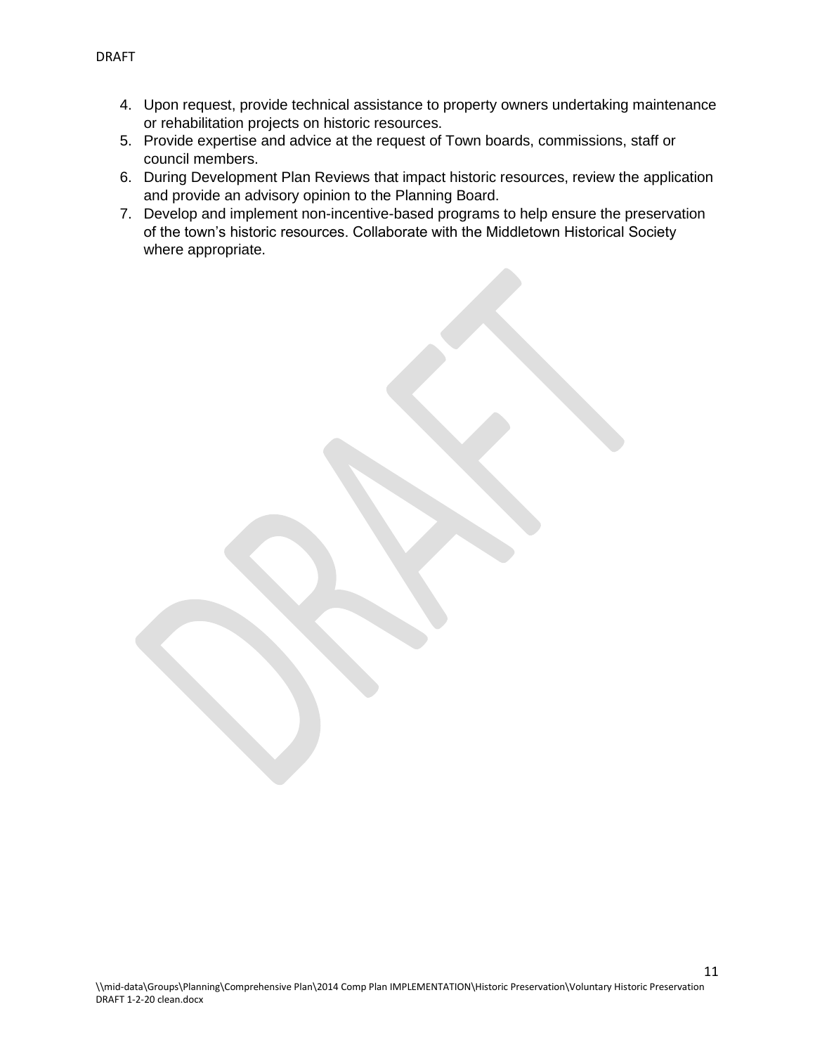4. Upon request, provide technical assistance to property owners undertaking maintenance or rehabilitation projects on historic resources.
5. Provide expertise and advice at the request of Town boards, commissions, staff or council members.
6. During Development Plan Reviews that impact historic resources, review the application and provide an advisory opinion to the Planning Board.
7. Develop and implement non-incentive-based programs to help ensure the preservation of the town's historic resources. Collaborate with the Middletown Historical Society where appropriate.